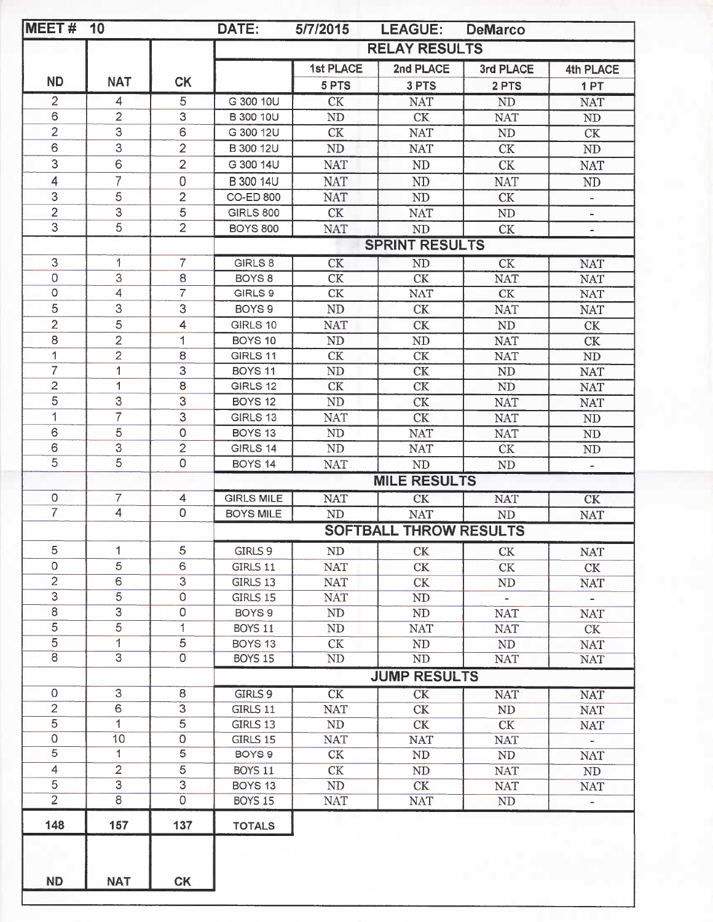| MEET # 10 | | | DATE: 5/7/2015 | LEAGUE: DeMarco | | | |
|---|---|---|---|---|---|---|---|
| | | | **RELAY RESULTS** | | | | |
| | | | | 1st PLACE | 2nd PLACE | 3rd PLACE | 4th PLACE |
| ND | NAT | CK | | 5 PTS | 3 PTS | 2 PTS | 1 PT |
| 2 | 4 | 5 | G 300 10U | CK | NAT | ND | NAT |
| 6 | 2 | 3 | B 300 10U | ND | CK | NAT | ND |
| 2 | 3 | 6 | G 300 12U | CK | NAT | ND | CK |
| 6 | 3 | 2 | B 300 12U | ND | NAT | CK | ND |
| 3 | 6 | 2 | G 300 14U | NAT | ND | CK | NAT |
| 4 | 7 | 0 | B 300 14U | NAT | ND | NAT | ND |
| 3 | 5 | 2 | CO-ED 800 | NAT | ND | CK | - |
| 2 | 3 | 5 | GIRLS 800 | CK | NAT | ND | - |
| 3 | 5 | 2 | BOYS 800 | NAT | ND | CK | - |
| | | | **SPRINT RESULTS** | | | | |
| 3 | 1 | 7 | GIRLS 8 | CK | ND | CK | NAT |
| 0 | 3 | 8 | BOYS 8 | CK | CK | NAT | NAT |
| 0 | 4 | 7 | GIRLS 9 | CK | NAT | CK | NAT |
| 5 | 3 | 3 | BOYS 9 | ND | CK | NAT | NAT |
| 2 | 5 | 4 | GIRLS 10 | NAT | CK | ND | CK |
| 8 | 2 | 1 | BOYS 10 | ND | ND | NAT | CK |
| 1 | 2 | 8 | GIRLS 11 | CK | CK | NAT | ND |
| 7 | 1 | 3 | BOYS 11 | ND | CK | ND | NAT |
| 2 | 1 | 8 | GIRLS 12 | CK | CK | ND | NAT |
| 5 | 3 | 3 | BOYS 12 | ND | CK | NAT | NAT |
| 1 | 7 | 3 | GIRLS 13 | NAT | CK | NAT | ND |
| 6 | 5 | 0 | BOYS 13 | ND | NAT | NAT | ND |
| 6 | 3 | 2 | GIRLS 14 | ND | NAT | CK | ND |
| 5 | 5 | 0 | BOYS 14 | NAT | ND | ND | - |
| | | | **MILE RESULTS** | | | | |
| 0 | 7 | 4 | GIRLS MILE | NAT | CK | NAT | CK |
| 7 | 4 | 0 | BOYS MILE | ND | NAT | ND | NAT |
| | | | **SOFTBALL THROW RESULTS** | | | | |
| 5 | 1 | 5 | GIRLS 9 | ND | CK | CK | NAT |
| 0 | 5 | 6 | GIRLS 11 | NAT | CK | CK | CK |
| 2 | 6 | 3 | GIRLS 13 | NAT | CK | ND | NAT |
| 3 | 5 | 0 | GIRLS 15 | NAT | ND | - | - |
| 8 | 3 | 0 | BOYS 9 | ND | ND | NAT | NAT |
| 5 | 5 | 1 | BOYS 11 | ND | NAT | NAT | CK |
| 5 | 1 | 5 | BOYS 13 | CK | ND | ND | NAT |
| 8 | 3 | 0 | BOYS 15 | ND | ND | NAT | NAT |
| | | | **JUMP RESULTS** | | | | |
| 0 | 3 | 8 | GIRLS 9 | CK | CK | NAT | NAT |
| 2 | 6 | 3 | GIRLS 11 | NAT | CK | ND | NAT |
| 5 | 1 | 5 | GIRLS 13 | ND | CK | CK | NAT |
| 0 | 10 | 0 | GIRLS 15 | NAT | NAT | NAT | - |
| 5 | 1 | 5 | BOYS 9 | CK | ND | ND | NAT |
| 4 | 2 | 5 | BOYS 11 | CK | ND | NAT | ND |
| 5 | 3 | 3 | BOYS 13 | ND | CK | NAT | NAT |
| 2 | 8 | 0 | BOYS 15 | NAT | NAT | ND | - |
| **148** | **157** | **137** | TOTALS | | | | |
| ND | NAT | CK | | | | | |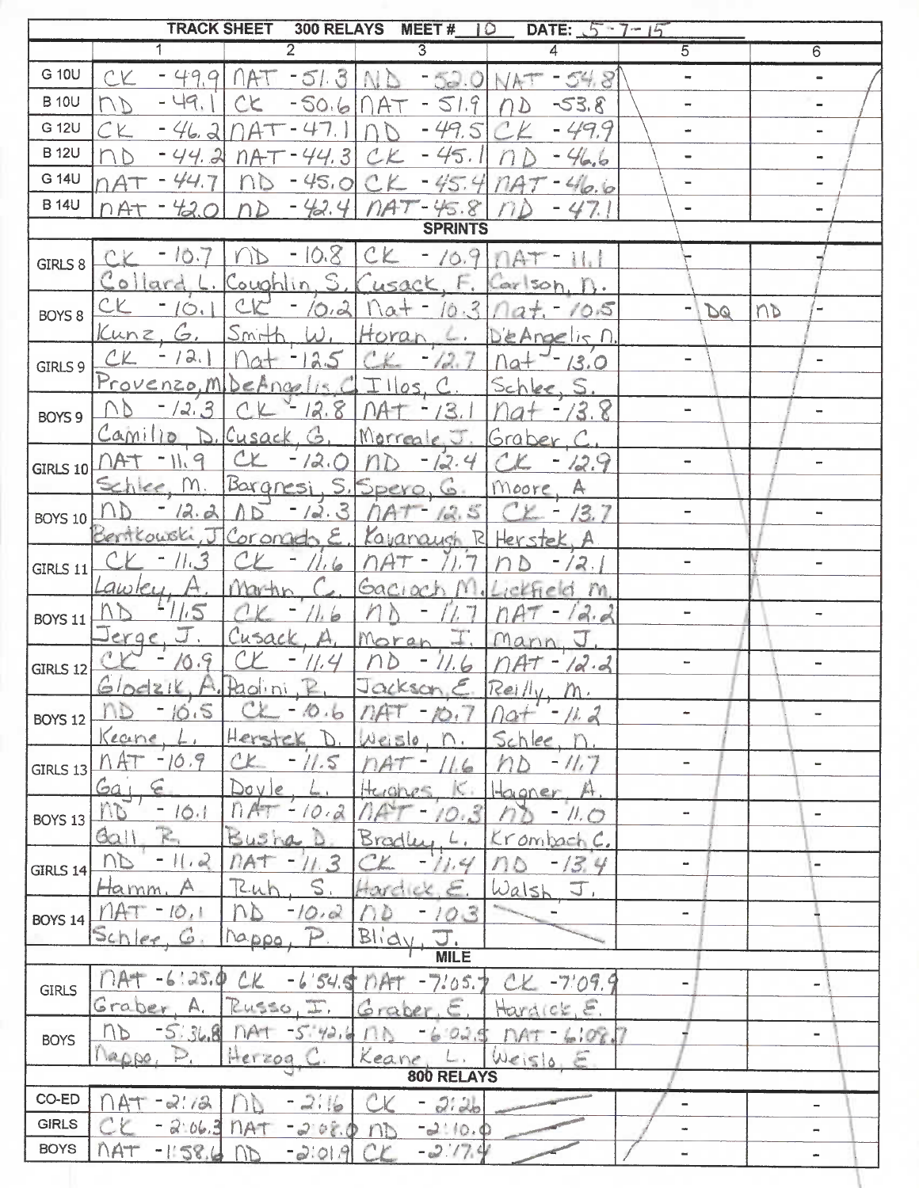| TRACK SHEET 300 RELAYS MEET # 10 DATE: 5-7-15 | 1 | 2 | 3 | 4 | 5 | 6 |
|---|---|---|---|---|---|---|
| G 10U | CK - 49.9 | NAT - 51.3 | ND - 52.0 | NAT - 54.8 | - | - |
| B 10U | ND - 49.1 | CK - 50.6 | NAT - 51.9 | ND - 53.8 | - | - |
| G 12U | CK - 46.2 | NAT - 47.1 | ND - 49.5 | CK - 49.9 | - | - |
| B 12U | ND - 44.2 | NAT - 44.3 | CK - 45.1 | ND - 46.6 | - | - |
| G 14U | NAT - 44.7 | ND - 45.0 | CK - 45.4 | NAT - 46.6 | - | - |
| B 14U | NAT - 42.0 | ND - 42.4 | NAT - 45.8 | ND - 47.1 | - | - |
| **SPRINTS** | | | | | | |
| GIRLS 8 | CK - 10.7 Collard, L. | ND - 10.8 Coughlin, S. | CK - 10.9 Cusack, F. | NAT - 11.1 Carlson, N. | - | - |
| BOYS 8 | CK - 10.1 Kunz, G. | CK - 10.2 Smith, W. | Nat - 10.3 Horan, L. | Nat. - 10.5 DeAngelis, N. | - DQ | ND - |
| GIRLS 9 | CK - 12.1 Provenzo, M | Nat - 12.5 DeAngelis, C | CK - 12.7 Illos, C. | Nat - 13.0 Schlee, S. | - | - |
| BOYS 9 | ND - 12.3 Camilio, D. | CK - 12.8 Cusack, G. | NAT - 13.1 Morreale, J. | Nat - 13.8 Graber, C. | - | - |
| GIRLS 10 | NAT - 11.9 Schlee, M. | CK - 12.0 Bargnesi, S. | ND - 12.4 Spero, G. | CK - 12.9 Moore, A | - | - |
| BOYS 10 | ND - 12.2 Bartkowski, J | ND - 12.3 Coronado, E. | NAT - 12.5 Kavanaugh, R | CK - 13.7 Herstek, A | - | - |
| GIRLS 11 | CK - 11.3 Lawley, A. | CK - 11.6 Martin, C. | NAT - 11.7 Gacioch, M. | ND - 12.1 Lickfield, M. | - | - |
| BOYS 11 | ND - 11.5 Jerge, J. | CK - 11.6 Cusack, A. | ND - 11.7 Moran, J. | NAT - 12.2 Mann, J. | - | - |
| GIRLS 12 | CK - 10.9 Glodzik, A. | CK - 11.4 Paolini, R. | ND - 11.6 Jackson, E. | NAT - 12.2 Reilly, M. | - | - |
| BOYS 12 | ND - 10.5 Keane, L. | CK - 10.6 Herstek, D. | NAT - 10.7 Weislo, N. | Nat - 11.2 Schlee, N. | - | - |
| GIRLS 13 | NAT - 10.9 Gaj, E. | CK - 11.5 Doyle, L. | NAT - 11.6 Hughes, K. | ND - 11.7 Hagner, A. | - | - |
| BOYS 13 | ND - 10.1 Gall, R. | NAT - 10.2 Busha, D. | NAT - 10.3 Bradley, L. | ND - 11.0 Krombach, C. | - | - |
| GIRLS 14 | ND - 11.2 Hamm, A | NAT - 11.3 Ruh, S. | CK - 11.4 Hardick, E. | ND - 13.4 Walsh, J. | - | - |
| BOYS 14 | NAT - 10.1 Schlee, G. | ND - 10.2 Nappo, P. | ND - 10.3 Blidy, J. | - | - | - |
| **MILE** | | | | | | |
| GIRLS | NAT - 6:25.0 Graber, A. | CK - 6:54.5 Russo, J. | NAT - 7:05.7 Graber, E. | CK - 7:09.9 Hardick, E. | - | - |
| BOYS | ND - 5:36.8 Nappo, P. | NAT - 5:42.6 Herzog, C. | ND - 6:02.5 Keane, L. | NAT - 6:08.7 Weislo, E. | - | - |
| **800 RELAYS** | | | | | | |
| CO-ED | NAT - 2:12 | ND - 2:16 | CK - 2:26 | | - | - |
| GIRLS | CK - 2:06.3 | NAT - 2:08.0 | ND - 2:10.0 | | - | - |
| BOYS | NAT - 1:58.6 | ND - 2:01.9 | CK - 2:17.4 | | - | - |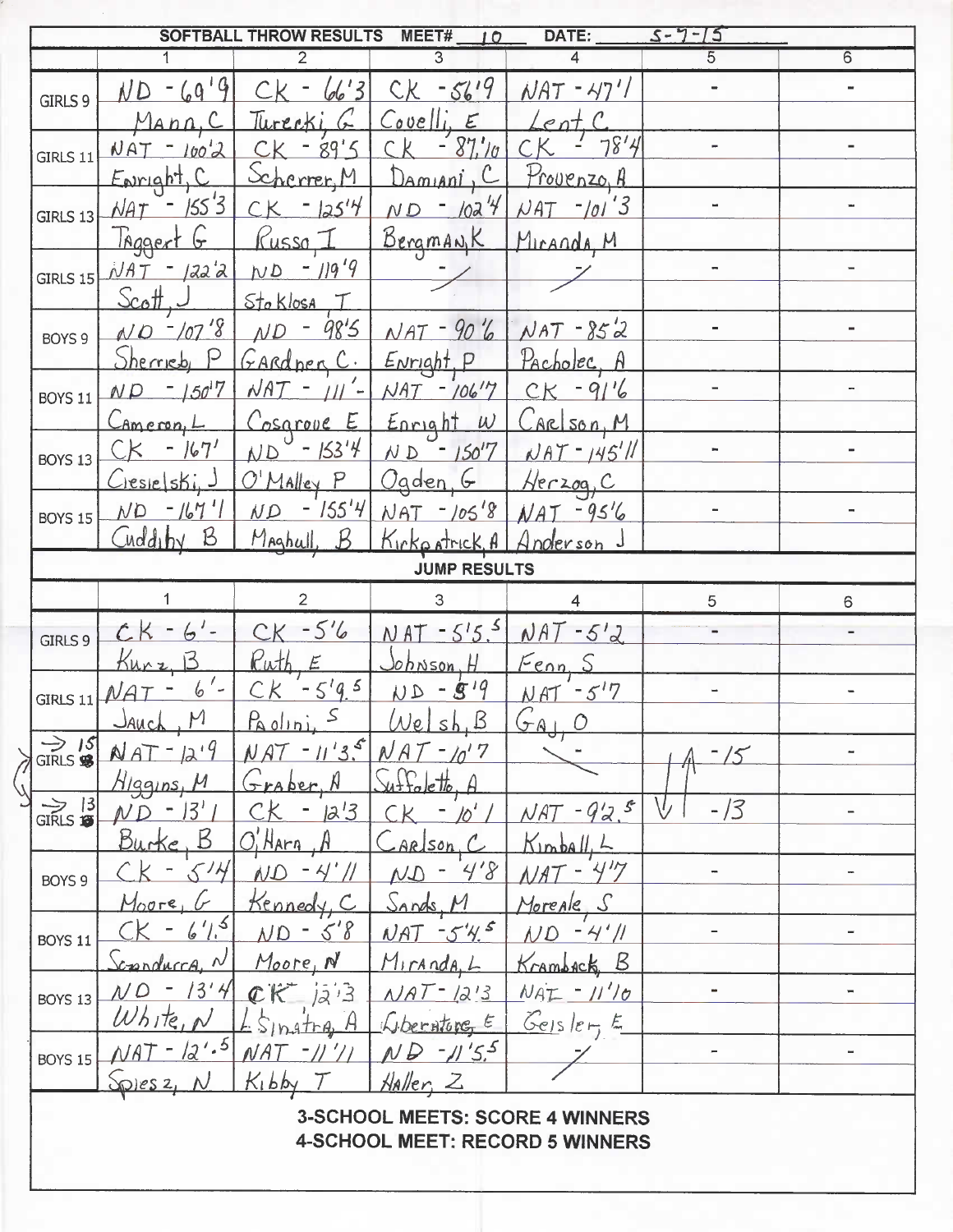## SOFTBALL THROW RESULTS MEET# 10 DATE: 5-7-15

| | 1 | 2 | 3 | 4 | 5 | 6 |
|---|---|---|---|---|---|---|
| GIRLS 9 | ND - 69'9 Mann, C | CK - 66'3 Turecki, G | CK - 56'9 Covelli, E | NAT - 47'1 Lent, C | - | - |
| GIRLS 11 | NAT - 100'2 Enright, C | CK - 89'5 Scherrer, M | CK - 87'10 Damiani, C | CK - 78'4 Provenzo, A | - | - |
| GIRLS 13 | NAT - 155'3 Taggert G | CK - 125'4 Russo, I | ND - 102'4 Bergman, K | NAT - 101'3 Miranda, M | - | - |
| GIRLS 15 | NAT - 122'2 Scott, J | ND - 119'9 Stoklosa T | - | - | - | - |
| BOYS 9 | ND - 107'8 Sherrieb, P | ND - 98'5 Gardner, C. | NAT - 90'6 Enright, P | NAT - 85'2 Pacholec, A | - | - |
| BOYS 11 | ND - 150'7 Cameron, L | NAT - 111'- Cosgrove E | NAT - 106'7 Enright W | CK - 91'6 Carlson, M | - | - |
| BOYS 13 | CK - 167' Ciesielski, J | ND - 153'4 O'Malley P | ND - 150'7 Ogden, G | NAT - 145'11 Herzog, C | - | - |
| BOYS 15 | ND - 167'1 Cuddihy B | ND - 155'4 Maghull, B | NAT - 105'8 Kirkpatrick, A | NAT - 95'6 Anderson J | - | - |

## JUMP RESULTS

| | 1 | 2 | 3 | 4 | 5 | 6 |
|---|---|---|---|---|---|---|
| GIRLS 9 | CK - 6'- Kurz, B | CK - 5'6 Ruth, E | NAT - 5'5.5 Johnson, H | NAT - 5'2 Fenn, S | - | - |
| GIRLS 11 | NAT - 6'- Jauch, M | CK - 5'9.5 Paolini, S | ND - 5'9 Welsh, B | NAT - 5'7 Gaj, O | - | - |
| GIRLS 13 → 15 | NAT - 12'9 Higgins, M | NAT - 11'3.5 Graber, A | NAT - 10'7 Suffoletto, A | - | -15 | - |
| GIRLS 15 → 13 | ND - 13'1 Burke, B | CK - 12'3 O'Hara, A | CK - 10'1 Carlson, C | NAT - 9'2.5 Kimball, L | -13 | - |
| BOYS 9 | CK - 5'4 Moore, G | ND - 4'11 Kennedy, C | ND - 4'8 Sands, M | NAT - 4'7 Moreale, S | - | - |
| BOYS 11 | CK - 6'1.5 Scandurra, N | ND - 5'8 Moore, N | NAT - 5'4.5 Miranda, L | ND - 4'11 Kramback, B | - | - |
| BOYS 13 | ND - 13'4 White, N | CK - 12'3 L Sinatra, A | NAT - 12'3 Liberatore, E | NAT - 11'10 Geisler, E | - | - |
| BOYS 15 | NAT - 12'.5 Spiesz, N | NAT - 11'11 Kibby T | ND - 11'5.5 Haller, Z | - | - | - |

**3-SCHOOL MEETS: SCORE 4 WINNERS**
**4-SCHOOL MEET: RECORD 5 WINNERS**